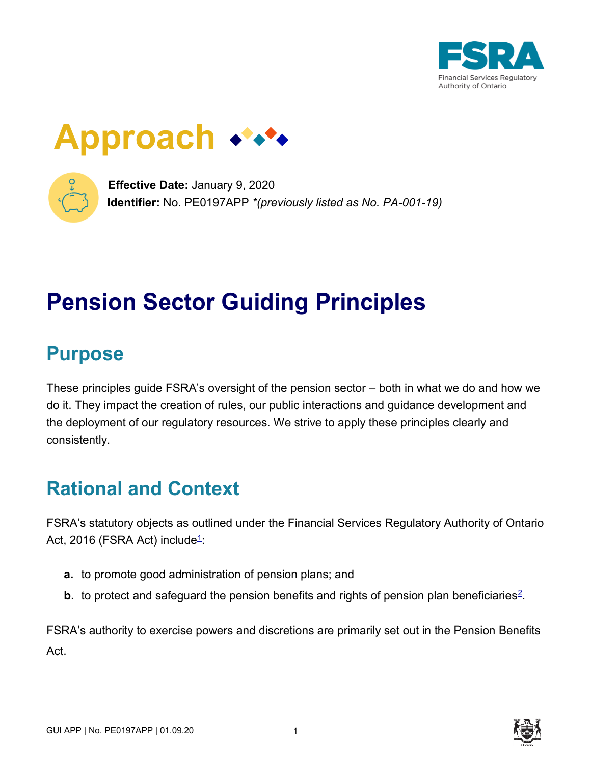FSRA
Financial Services Regulatory Authority of Ontario

# Approach

**Effective Date:** January 9, 2020
**Identifier:** No. PE0197APP *(previously listed as No. PA-001-19)*

# Pension Sector Guiding Principles

## Purpose

These principles guide FSRA's oversight of the pension sector – both in what we do and how we do it. They impact the creation of rules, our public interactions and guidance development and the deployment of our regulatory resources. We strive to apply these principles clearly and consistently.

## Rational and Context

FSRA's statutory objects as outlined under the Financial Services Regulatory Authority of Ontario Act, 2016 (FSRA Act) include[1]:

- **a.** to promote good administration of pension plans; and
- **b.** to protect and safeguard the pension benefits and rights of pension plan beneficiaries[2].

FSRA's authority to exercise powers and discretions are primarily set out in the Pension Benefits Act.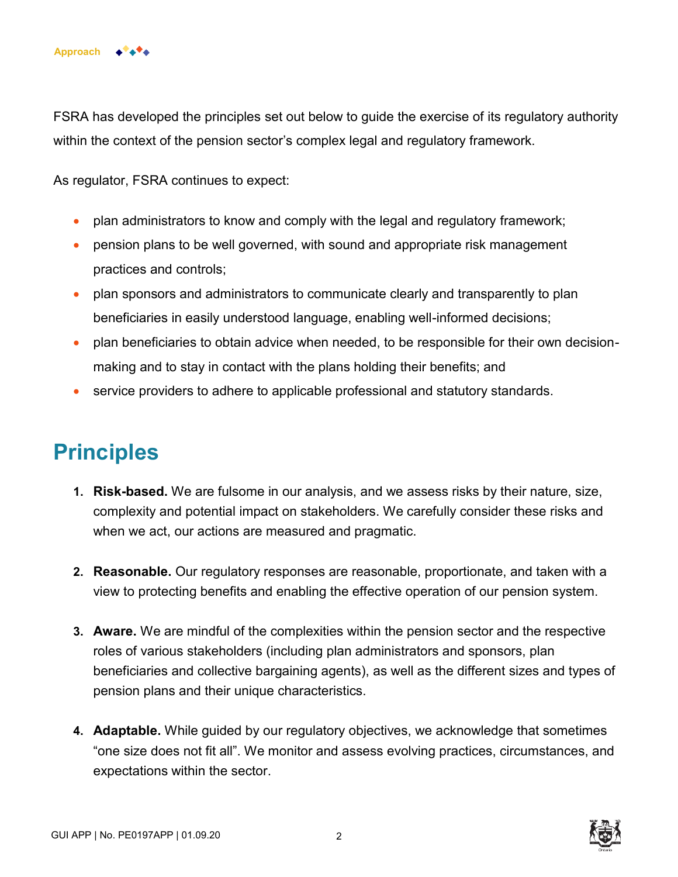FSRA has developed the principles set out below to guide the exercise of its regulatory authority within the context of the pension sector's complex legal and regulatory framework.

As regulator, FSRA continues to expect:

- plan administrators to know and comply with the legal and regulatory framework;
- pension plans to be well governed, with sound and appropriate risk management practices and controls;
- plan sponsors and administrators to communicate clearly and transparently to plan beneficiaries in easily understood language, enabling well-informed decisions;
- plan beneficiaries to obtain advice when needed, to be responsible for their own decision-making and to stay in contact with the plans holding their benefits; and
- service providers to adhere to applicable professional and statutory standards.

# Principles

1. **Risk-based.** We are fulsome in our analysis, and we assess risks by their nature, size, complexity and potential impact on stakeholders. We carefully consider these risks and when we act, our actions are measured and pragmatic.

2. **Reasonable.** Our regulatory responses are reasonable, proportionate, and taken with a view to protecting benefits and enabling the effective operation of our pension system.

3. **Aware.** We are mindful of the complexities within the pension sector and the respective roles of various stakeholders (including plan administrators and sponsors, plan beneficiaries and collective bargaining agents), as well as the different sizes and types of pension plans and their unique characteristics.

4. **Adaptable.** While guided by our regulatory objectives, we acknowledge that sometimes "one size does not fit all". We monitor and assess evolving practices, circumstances, and expectations within the sector.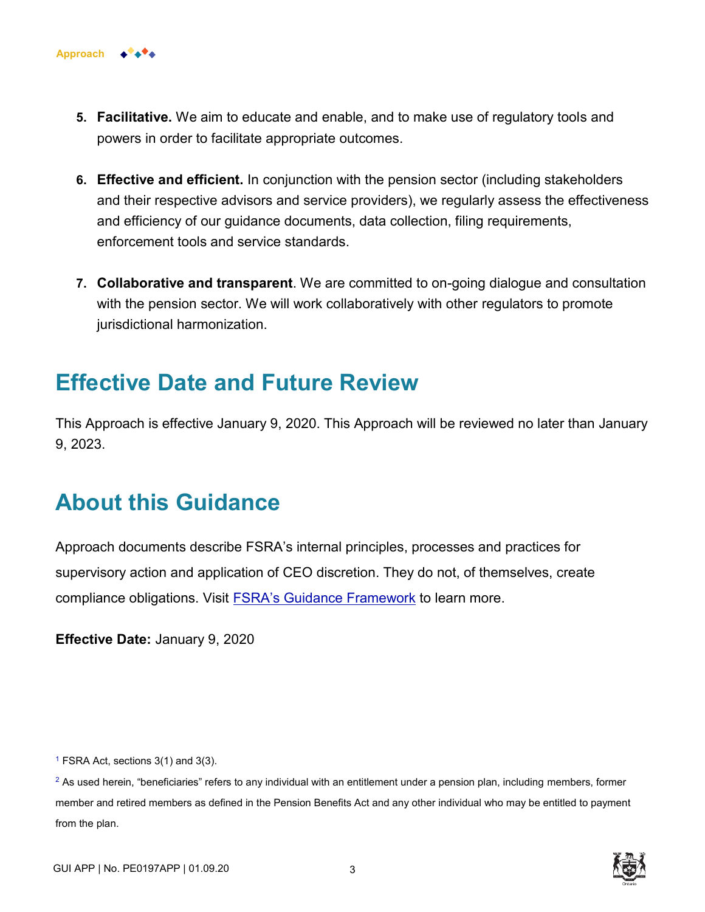5. **Facilitative.** We aim to educate and enable, and to make use of regulatory tools and powers in order to facilitate appropriate outcomes.

6. **Effective and efficient.** In conjunction with the pension sector (including stakeholders and their respective advisors and service providers), we regularly assess the effectiveness and efficiency of our guidance documents, data collection, filing requirements, enforcement tools and service standards.

7. **Collaborative and transparent**. We are committed to on-going dialogue and consultation with the pension sector. We will work collaboratively with other regulators to promote jurisdictional harmonization.

## Effective Date and Future Review

This Approach is effective January 9, 2020. This Approach will be reviewed no later than January 9, 2023.

## About this Guidance

Approach documents describe FSRA's internal principles, processes and practices for supervisory action and application of CEO discretion. They do not, of themselves, create compliance obligations. Visit [FSRA's Guidance Framework]() to learn more.

**Effective Date:** January 9, 2020

---

[1] FSRA Act, sections 3(1) and 3(3).

[2] As used herein, "beneficiaries" refers to any individual with an entitlement under a pension plan, including members, former member and retired members as defined in the Pension Benefits Act and any other individual who may be entitled to payment from the plan.